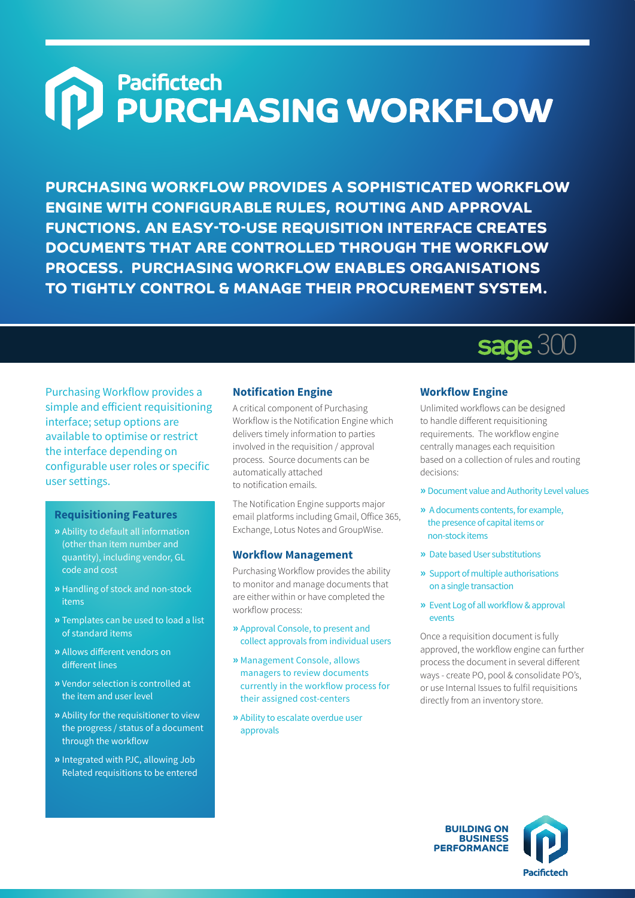# Pacifictech PURCHASING WORKFLOW

**PURCHASING WORKFLOW PROVIDES A SOPHISTICATED WORKFLOW ENGINE WITH CONFIGURABLE RULES, ROUTING AND APPROVAL FUNCTIONS. AN EASY-TO-USE REQUISITION INTERFACE CREATES DOCUMENTS THAT ARE CONTROLLED THROUGH THE WORKFLOW PROCESS. PURCHASING WORKFLOW ENABLES ORGANISATIONS TO TIGHTLY CONTROL & MANAGE THEIR PROCUREMENT SYSTEM.**

sage 300

Purchasing Workflow provides a simple and efficient requisitioning interface; setup options are available to optimise or restrict the interface depending on configurable user roles or specific user settings.

### Requisitioning Features

- » Ability to default all information (other than item number and quantity), including vendor, GL code and cost
- » Handling of stock and non-stock items
- » Templates can be used to load a list of standard items
- » Allows different vendors on different lines
- » Vendor selection is controlled at the item and user level
- » Ability for the requisitioner to view the progress / status of a document through the workflow
- » Integrated with PJC, allowing Job Related requisitions to be entered

### Notification Engine

A critical component of Purchasing Workflow is the Notification Engine which delivers timely information to parties involved in the requisition / approval process. Source documents can be automatically attached to notification emails.

The Notification Engine supports major email platforms including Gmail, Office 365, Exchange, Lotus Notes and GroupWise.

### Workflow Management

Purchasing Workflow provides the ability to monitor and manage documents that are either within or have completed the workflow process:

- » Approval Console, to present and collect approvals from individual users
- » Management Console, allows managers to review documents currently in the workflow process for their assigned cost-centers
- » Ability to escalate overdue user approvals

### Workflow Engine

Unlimited workflows can be designed to handle different requisitioning requirements. The workflow engine centrally manages each requisition based on a collection of rules and routing decisions:

- » Document value and Authority Level values
- » A documents contents, for example, the presence of capital items or non-stock items
- » Date based User substitutions
- » Support of multiple authorisations on a single transaction
- » Event Log of all workflow & approval events

Once a requisition document is fully approved, the workflow engine can further process the document in several different ways - create PO, pool & consolidate PO's, or use Internal Issues to fulfil requisitions directly from an inventory store.

BUILDING ON BUSINESS PERFORMANCE

Pacifictech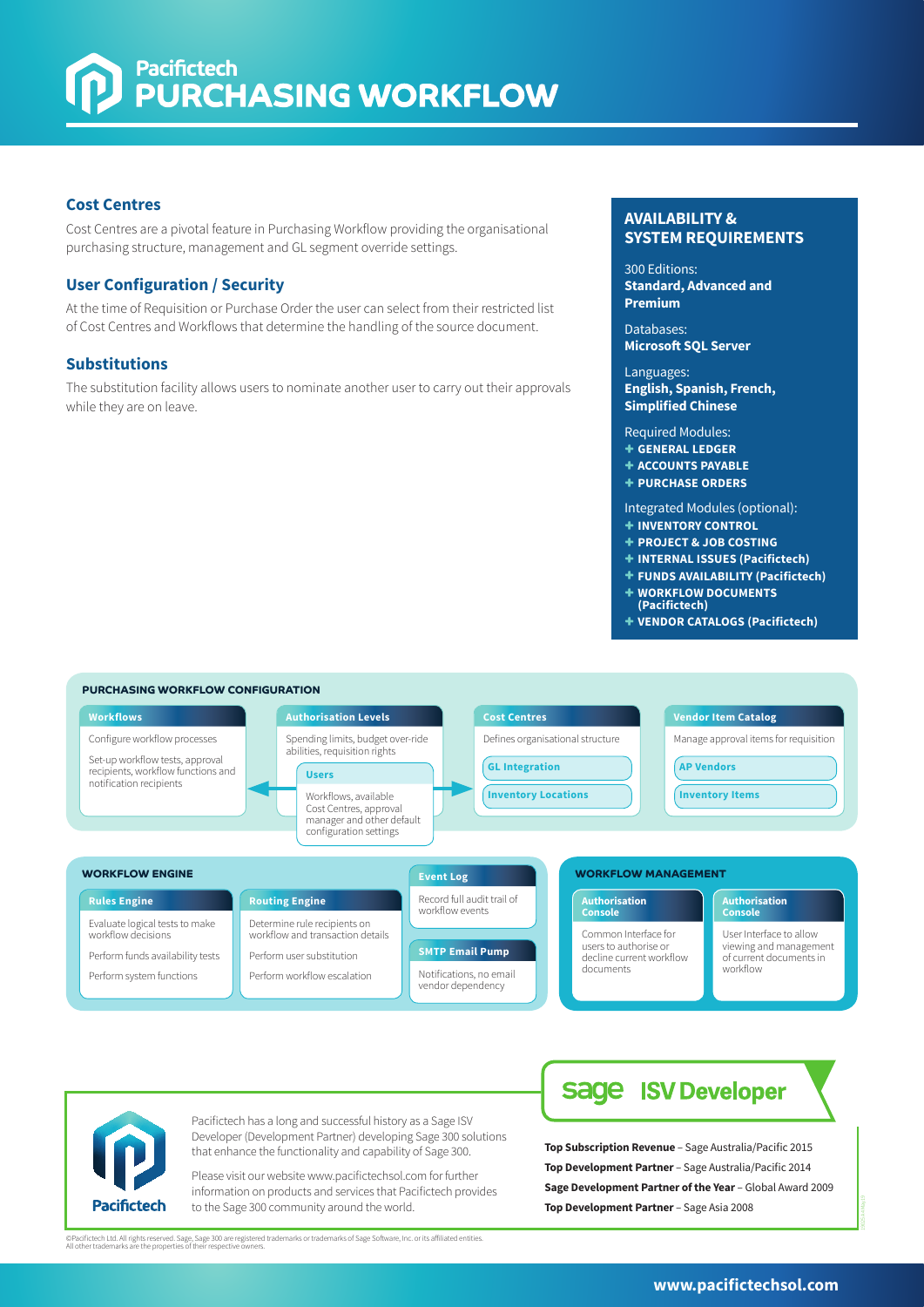# Pacifictech PURCHASING WORKFLOW

### Cost Centres

Cost Centres are a pivotal feature in Purchasing Workflow providing the organisational purchasing structure, management and GL segment override settings.

### User Configuration / Security

At the time of Requisition or Purchase Order the user can select from their restricted list of Cost Centres and Workflows that determine the handling of the source document.

### Substitutions

The substitution facility allows users to nominate another user to carry out their approvals while they are on leave.

## AVAILABILITY & SYSTEM REQUIREMENTS

300 Editions:
**Standard, Advanced and Premium**

Databases:
**Microsoft SQL Server**

Languages:
**English, Spanish, French, Simplified Chinese**

Required Modules:
- **GENERAL LEDGER**
- **ACCOUNTS PAYABLE**
- **PURCHASE ORDERS**

Integrated Modules (optional):
- **INVENTORY CONTROL**
- **PROJECT & JOB COSTING**
- **INTERNAL ISSUES (Pacifictech)**
- **FUNDS AVAILABILITY (Pacifictech)**
- **WORKFLOW DOCUMENTS (Pacifictech)**
- **VENDOR CATALOGS (Pacifictech)**

## PURCHASING WORKFLOW CONFIGURATION

**Workflows**
Configure workflow processes
Set-up workflow tests, approval recipients, workflow functions and notification recipients

**Authorisation Levels**
Spending limits, budget over-ride abilities, requisition rights

**Users**
Workflows, available Cost Centres, approval manager and other default configuration settings

**Cost Centres**
Defines organisational structure
- GL Integration
- Inventory Locations

**Vendor Item Catalog**
Manage approval items for requisition
- AP Vendors
- Inventory Items

## WORKFLOW ENGINE

**Rules Engine**
Evaluate logical tests to make workflow decisions
Perform funds availability tests
Perform system functions

**Routing Engine**
Determine rule recipients on workflow and transaction details
Perform user substitution
Perform workflow escalation

**Event Log**
Record full audit trail of workflow events

**SMTP Email Pump**
Notifications, no email vendor dependency

## WORKFLOW MANAGEMENT

**Authorisation Console**
Common Interface for users to authorise or decline current workflow documents

**Authorisation Console**
User Interface to allow viewing and management of current documents in workflow

Pacifictech

Pacifictech has a long and successful history as a Sage ISV Developer (Development Partner) developing Sage 300 solutions that enhance the functionality and capability of Sage 300.

Please visit our website www.pacifictechsol.com for further information on products and services that Pacifictech provides to the Sage 300 community around the world.

**sage ISV Developer**

**Top Subscription Revenue** – Sage Australia/Pacific 2015
**Top Development Partner** – Sage Australia/Pacific 2014
**Sage Development Partner of the Year** – Global Award 2009
**Top Development Partner** – Sage Asia 2008

©Pacifictech Ltd. All rights reserved. Sage, Sage 300 are registered trademarks or trademarks of Sage Software, Inc. or its affiliated entities.
All other trademarks are the properties of their respective owners.

**www.pacifictechsol.com**